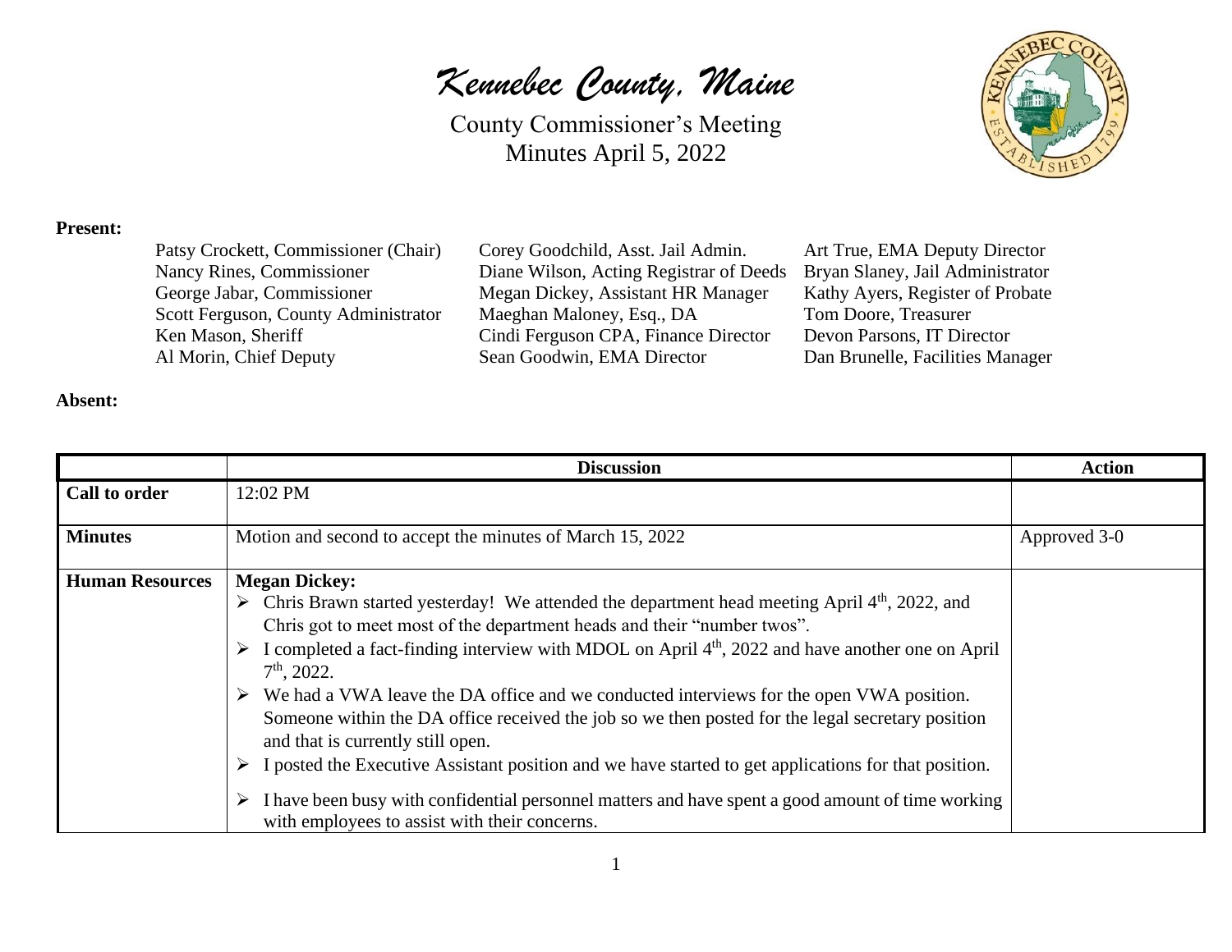# *Kennebec County, Maine*

County Commissioner's Meeting
Minutes April 5, 2022

**Present:**

Patsy Crockett, Commissioner (Chair)
Nancy Rines, Commissioner
George Jabar, Commissioner
Scott Ferguson, County Administrator
Ken Mason, Sheriff
Al Morin, Chief Deputy
Corey Goodchild, Asst. Jail Admin.
Diane Wilson, Acting Registrar of Deeds
Megan Dickey, Assistant HR Manager
Maeghan Maloney, Esq., DA
Cindi Ferguson CPA, Finance Director
Sean Goodwin, EMA Director
Art True, EMA Deputy Director
Bryan Slaney, Jail Administrator
Kathy Ayers, Register of Probate
Tom Doore, Treasurer
Devon Parsons, IT Director
Dan Brunelle, Facilities Manager

**Absent:**

| | Discussion | Action |
|---|---|---|
| **Call to order** | 12:02 PM | |
| **Minutes** | Motion and second to accept the minutes of March 15, 2022 | Approved 3-0 |
| **Human Resources** | **Megan Dickey:**<br>➢ Chris Brawn started yesterday! We attended the department head meeting April 4th, 2022, and Chris got to meet most of the department heads and their "number twos".<br>➢ I completed a fact-finding interview with MDOL on April 4th, 2022 and have another one on April 7th, 2022.<br>➢ We had a VWA leave the DA office and we conducted interviews for the open VWA position. Someone within the DA office received the job so we then posted for the legal secretary position and that is currently still open.<br>➢ I posted the Executive Assistant position and we have started to get applications for that position.<br>➢ I have been busy with confidential personnel matters and have spent a good amount of time working with employees to assist with their concerns. | |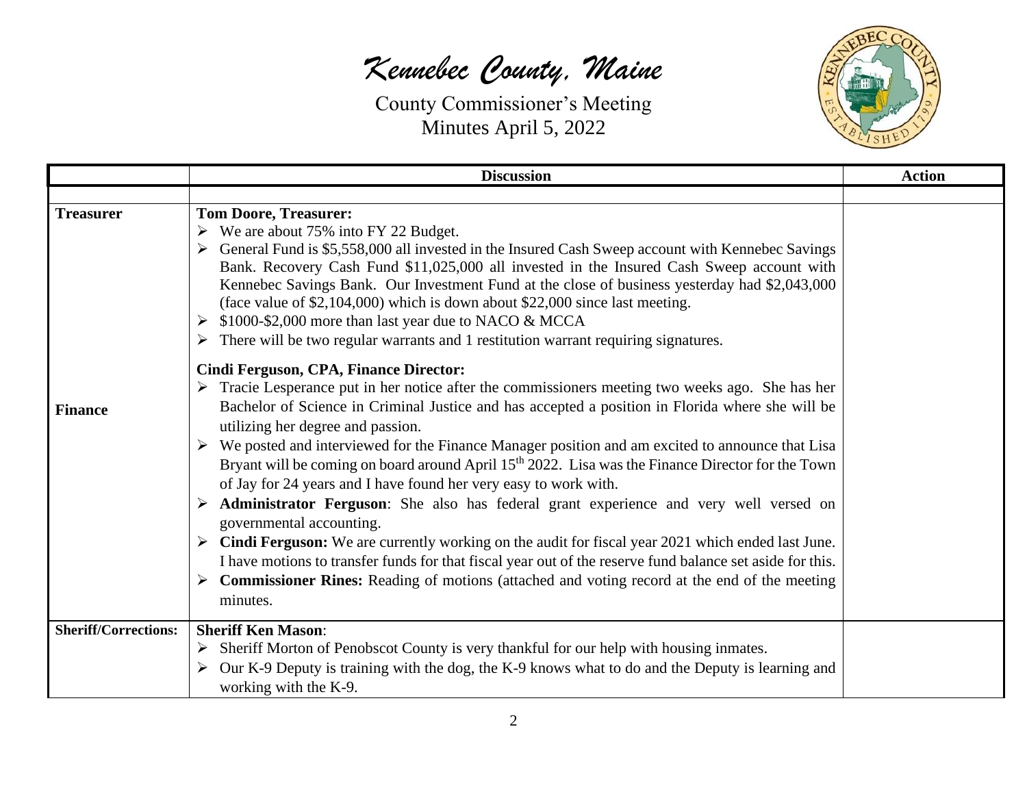| | Discussion | Action |
|---|---|---|
| **Treasurer** | **Tom Doore, Treasurer:**<br>➢ We are about 75% into FY 22 Budget.<br>➢ General Fund is $5,558,000 all invested in the Insured Cash Sweep account with Kennebec Savings Bank. Recovery Cash Fund $11,025,000 all invested in the Insured Cash Sweep account with Kennebec Savings Bank. Our Investment Fund at the close of business yesterday had $2,043,000 (face value of $2,104,000) which is down about $22,000 since last meeting.<br>➢ $1000-$2,000 more than last year due to NACO & MCCA<br>➢ There will be two regular warrants and 1 restitution warrant requiring signatures. | |
| **Finance** | **Cindi Ferguson, CPA, Finance Director:**<br>➢ Tracie Lesperance put in her notice after the commissioners meeting two weeks ago. She has her Bachelor of Science in Criminal Justice and has accepted a position in Florida where she will be utilizing her degree and passion.<br>➢ We posted and interviewed for the Finance Manager position and am excited to announce that Lisa Bryant will be coming on board around April 15th 2022. Lisa was the Finance Director for the Town of Jay for 24 years and I have found her very easy to work with.<br>➢ **Administrator Ferguson**: She also has federal grant experience and very well versed on governmental accounting.<br>➢ **Cindi Ferguson:** We are currently working on the audit for fiscal year 2021 which ended last June. I have motions to transfer funds for that fiscal year out of the reserve fund balance set aside for this.<br>➢ **Commissioner Rines:** Reading of motions (attached and voting record at the end of the meeting minutes. | |
| **Sheriff/Corrections:** | **Sheriff Ken Mason**:<br>➢ Sheriff Morton of Penobscot County is very thankful for our help with housing inmates.<br>➢ Our K-9 Deputy is training with the dog, the K-9 knows what to do and the Deputy is learning and working with the K-9. | |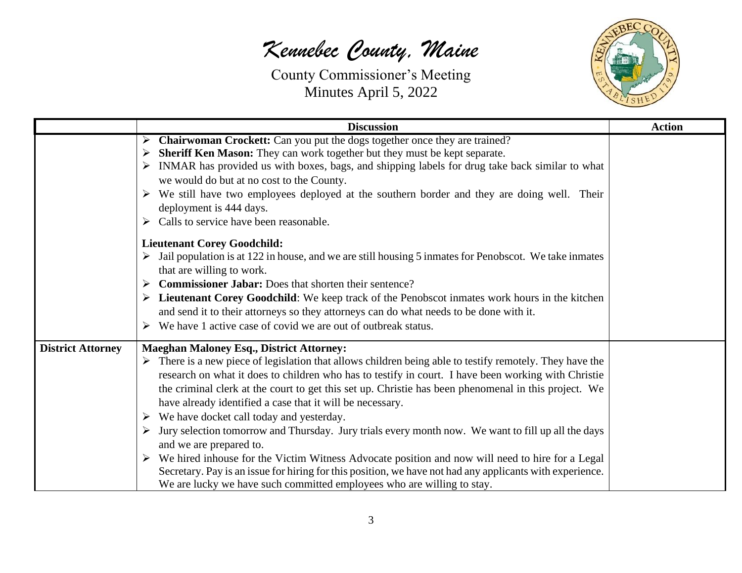| | Discussion | Action |
|---|---|---|
| | ➢ **Chairwoman Crockett:** Can you put the dogs together once they are trained?<br>➢ **Sheriff Ken Mason:** They can work together but they must be kept separate.<br>➢ INMAR has provided us with boxes, bags, and shipping labels for drug take back similar to what we would do but at no cost to the County.<br>➢ We still have two employees deployed at the southern border and they are doing well. Their deployment is 444 days.<br>➢ Calls to service have been reasonable.<br><br>**Lieutenant Corey Goodchild:**<br>➢ Jail population is at 122 in house, and we are still housing 5 inmates for Penobscot. We take inmates that are willing to work.<br>➢ **Commissioner Jabar:** Does that shorten their sentence?<br>➢ **Lieutenant Corey Goodchild**: We keep track of the Penobscot inmates work hours in the kitchen and send it to their attorneys so they attorneys can do what needs to be done with it.<br>➢ We have 1 active case of covid we are out of outbreak status. | |
| **District Attorney** | **Maeghan Maloney Esq., District Attorney:**<br>➢ There is a new piece of legislation that allows children being able to testify remotely. They have the research on what it does to children who has to testify in court. I have been working with Christie the criminal clerk at the court to get this set up. Christie has been phenomenal in this project. We have already identified a case that it will be necessary.<br>➢ We have docket call today and yesterday.<br>➢ Jury selection tomorrow and Thursday. Jury trials every month now. We want to fill up all the days and we are prepared to.<br>➢ We hired inhouse for the Victim Witness Advocate position and now will need to hire for a Legal Secretary. Pay is an issue for hiring for this position, we have not had any applicants with experience. We are lucky we have such committed employees who are willing to stay. | |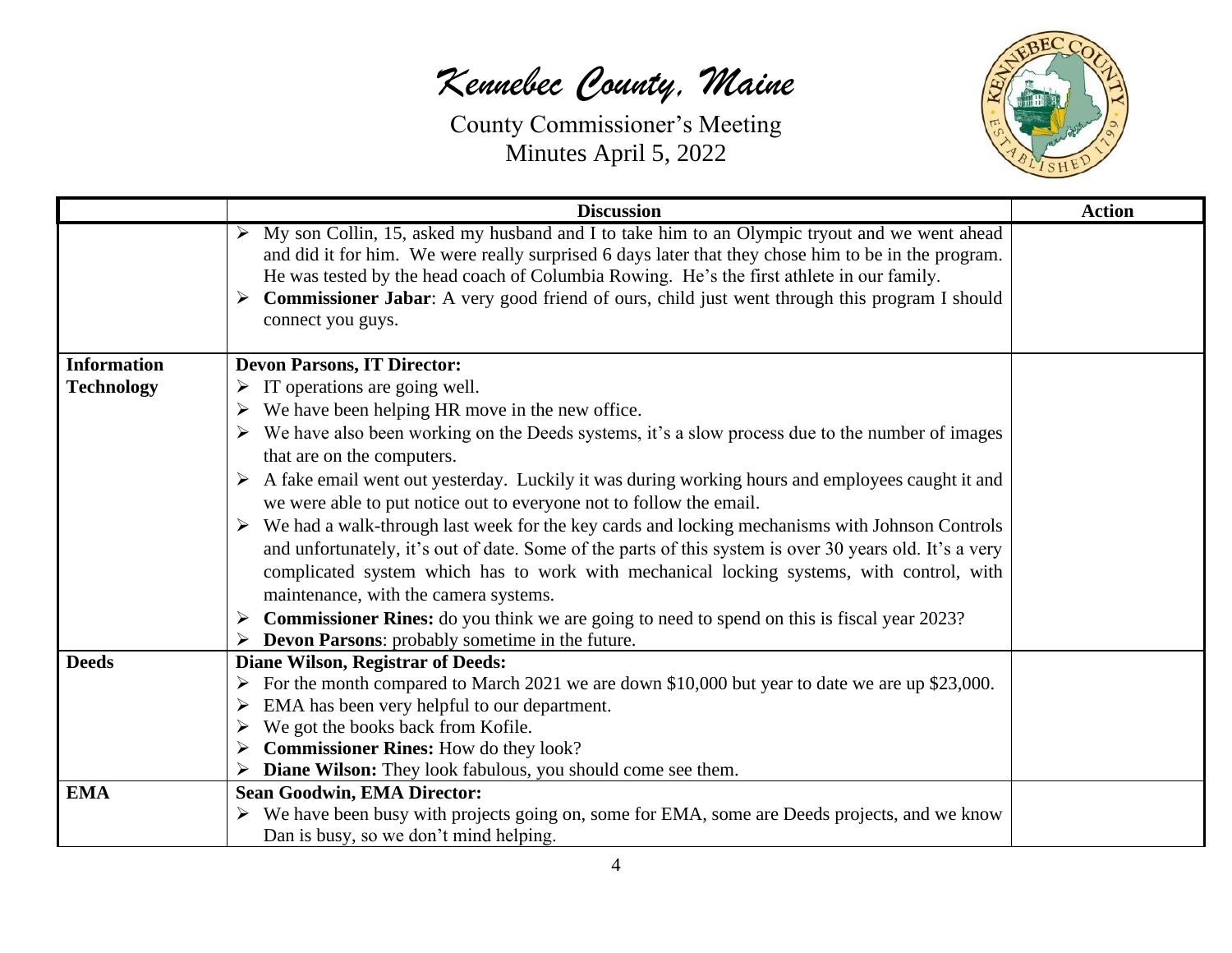| | Discussion | Action |
|---|---|---|
| | ➢ My son Collin, 15, asked my husband and I to take him to an Olympic tryout and we went ahead and did it for him. We were really surprised 6 days later that they chose him to be in the program. He was tested by the head coach of Columbia Rowing. He's the first athlete in our family.<br>➢ **Commissioner Jabar**: A very good friend of ours, child just went through this program I should connect you guys. | |
| **Information Technology** | **Devon Parsons, IT Director:**<br>➢ IT operations are going well.<br>➢ We have been helping HR move in the new office.<br>➢ We have also been working on the Deeds systems, it's a slow process due to the number of images that are on the computers.<br>➢ A fake email went out yesterday. Luckily it was during working hours and employees caught it and we were able to put notice out to everyone not to follow the email.<br>➢ We had a walk-through last week for the key cards and locking mechanisms with Johnson Controls and unfortunately, it's out of date. Some of the parts of this system is over 30 years old. It's a very complicated system which has to work with mechanical locking systems, with control, with maintenance, with the camera systems.<br>➢ **Commissioner Rines:** do you think we are going to need to spend on this is fiscal year 2023?<br>➢ **Devon Parsons**: probably sometime in the future. | |
| **Deeds** | **Diane Wilson, Registrar of Deeds:**<br>➢ For the month compared to March 2021 we are down $10,000 but year to date we are up $23,000.<br>➢ EMA has been very helpful to our department.<br>➢ We got the books back from Kofile.<br>➢ **Commissioner Rines:** How do they look?<br>➢ **Diane Wilson:** They look fabulous, you should come see them. | |
| **EMA** | **Sean Goodwin, EMA Director:**<br>➢ We have been busy with projects going on, some for EMA, some are Deeds projects, and we know Dan is busy, so we don't mind helping. | |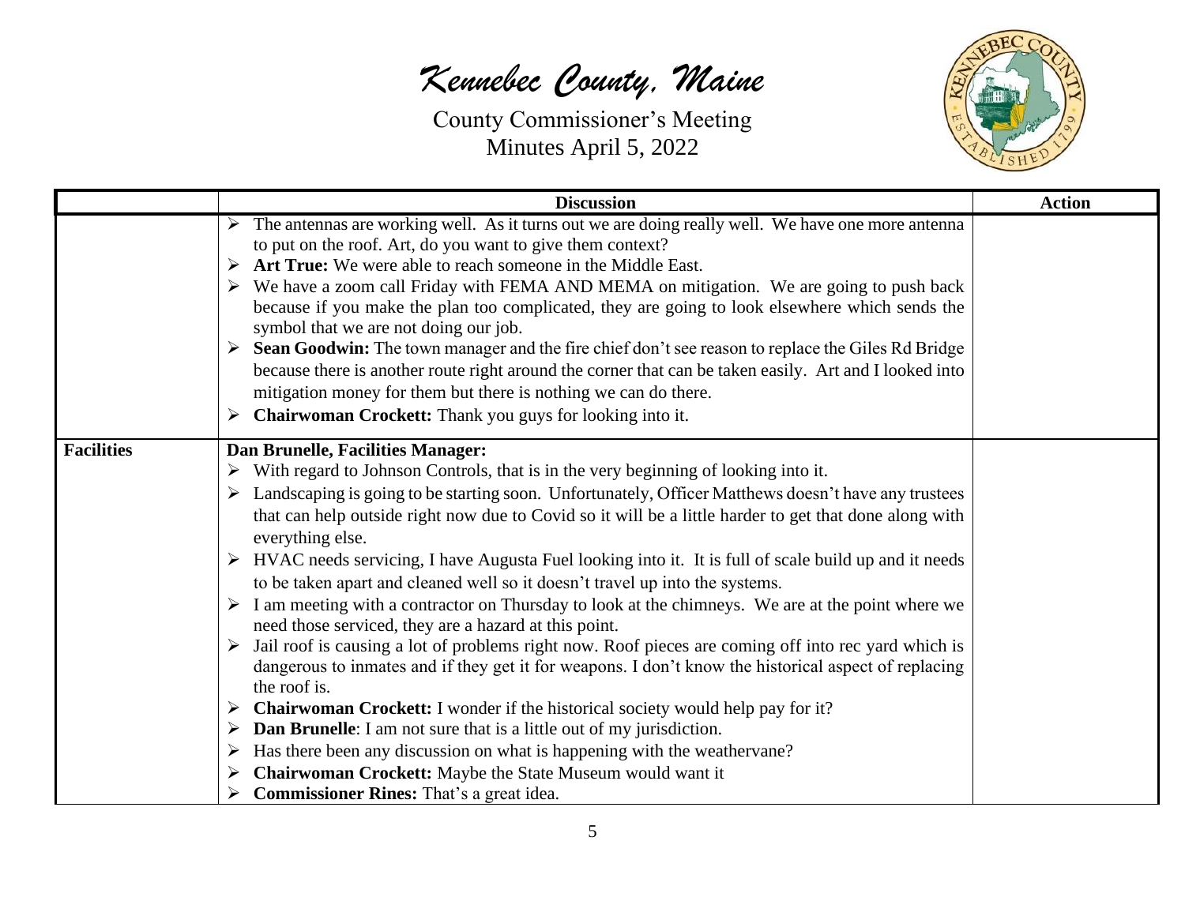| | Discussion | Action |
|---|---|---|
| | ➢ The antennas are working well. As it turns out we are doing really well. We have one more antenna to put on the roof. Art, do you want to give them context?<br>➢ **Art True:** We were able to reach someone in the Middle East.<br>➢ We have a zoom call Friday with FEMA AND MEMA on mitigation. We are going to push back because if you make the plan too complicated, they are going to look elsewhere which sends the symbol that we are not doing our job.<br>➢ **Sean Goodwin:** The town manager and the fire chief don't see reason to replace the Giles Rd Bridge because there is another route right around the corner that can be taken easily. Art and I looked into mitigation money for them but there is nothing we can do there.<br>➢ **Chairwoman Crockett:** Thank you guys for looking into it. | |
| **Facilities** | **Dan Brunelle, Facilities Manager:**<br>➢ With regard to Johnson Controls, that is in the very beginning of looking into it.<br>➢ Landscaping is going to be starting soon. Unfortunately, Officer Matthews doesn't have any trustees that can help outside right now due to Covid so it will be a little harder to get that done along with everything else.<br>➢ HVAC needs servicing, I have Augusta Fuel looking into it. It is full of scale build up and it needs to be taken apart and cleaned well so it doesn't travel up into the systems.<br>➢ I am meeting with a contractor on Thursday to look at the chimneys. We are at the point where we need those serviced, they are a hazard at this point.<br>➢ Jail roof is causing a lot of problems right now. Roof pieces are coming off into rec yard which is dangerous to inmates and if they get it for weapons. I don't know the historical aspect of replacing the roof is.<br>➢ **Chairwoman Crockett:** I wonder if the historical society would help pay for it?<br>➢ **Dan Brunelle**: I am not sure that is a little out of my jurisdiction.<br>➢ Has there been any discussion on what is happening with the weathervane?<br>➢ **Chairwoman Crockett:** Maybe the State Museum would want it<br>➢ **Commissioner Rines:** That's a great idea. | |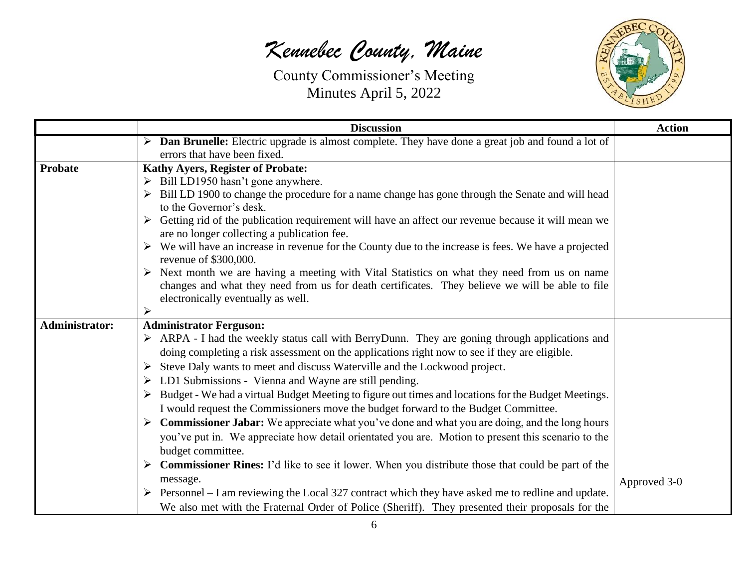| | Discussion | Action |
|---|---|---|
| | ➢ **Dan Brunelle:** Electric upgrade is almost complete. They have done a great job and found a lot of errors that have been fixed. | |
| **Probate** | **Kathy Ayers, Register of Probate:**<br>➢ Bill LD1950 hasn't gone anywhere.<br>➢ Bill LD 1900 to change the procedure for a name change has gone through the Senate and will head to the Governor's desk.<br>➢ Getting rid of the publication requirement will have an affect our revenue because it will mean we are no longer collecting a publication fee.<br>➢ We will have an increase in revenue for the County due to the increase is fees. We have a projected revenue of $300,000.<br>➢ Next month we are having a meeting with Vital Statistics on what they need from us on name changes and what they need from us for death certificates. They believe we will be able to file electronically eventually as well.<br>➢ | |
| **Administrator:** | **Administrator Ferguson:**<br>➢ ARPA - I had the weekly status call with BerryDunn. They are goning through applications and doing completing a risk assessment on the applications right now to see if they are eligible.<br>➢ Steve Daly wants to meet and discuss Waterville and the Lockwood project.<br>➢ LD1 Submissions - Vienna and Wayne are still pending.<br>➢ Budget - We had a virtual Budget Meeting to figure out times and locations for the Budget Meetings. I would request the Commissioners move the budget forward to the Budget Committee.<br>➢ **Commissioner Jabar:** We appreciate what you've done and what you are doing, and the long hours you've put in. We appreciate how detail orientated you are. Motion to present this scenario to the budget committee.<br>➢ **Commissioner Rines:** I'd like to see it lower. When you distribute those that could be part of the message.<br>➢ Personnel – I am reviewing the Local 327 contract which they have asked me to redline and update. We also met with the Fraternal Order of Police (Sheriff). They presented their proposals for the | Approved 3-0 |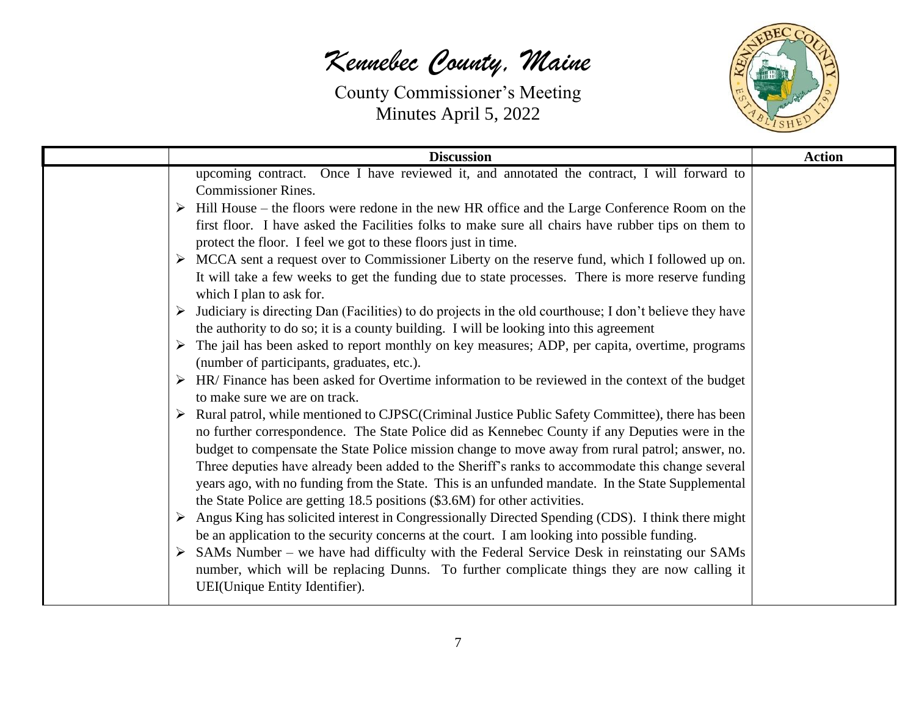| | Discussion | Action |
|---|---|---|
| | upcoming contract. Once I have reviewed it, and annotated the contract, I will forward to Commissioner Rines.<br>➢ Hill House – the floors were redone in the new HR office and the Large Conference Room on the first floor. I have asked the Facilities folks to make sure all chairs have rubber tips on them to protect the floor. I feel we got to these floors just in time.<br>➢ MCCA sent a request over to Commissioner Liberty on the reserve fund, which I followed up on. It will take a few weeks to get the funding due to state processes. There is more reserve funding which I plan to ask for.<br>➢ Judiciary is directing Dan (Facilities) to do projects in the old courthouse; I don't believe they have the authority to do so; it is a county building. I will be looking into this agreement<br>➢ The jail has been asked to report monthly on key measures; ADP, per capita, overtime, programs (number of participants, graduates, etc.).<br>➢ HR/ Finance has been asked for Overtime information to be reviewed in the context of the budget to make sure we are on track.<br>➢ Rural patrol, while mentioned to CJPSC(Criminal Justice Public Safety Committee), there has been no further correspondence. The State Police did as Kennebec County if any Deputies were in the budget to compensate the State Police mission change to move away from rural patrol; answer, no. Three deputies have already been added to the Sheriff's ranks to accommodate this change several years ago, with no funding from the State. This is an unfunded mandate. In the State Supplemental the State Police are getting 18.5 positions ($3.6M) for other activities.<br>➢ Angus King has solicited interest in Congressionally Directed Spending (CDS). I think there might be an application to the security concerns at the court. I am looking into possible funding.<br>➢ SAMs Number – we have had difficulty with the Federal Service Desk in reinstating our SAMs number, which will be replacing Dunns. To further complicate things they are now calling it UEI(Unique Entity Identifier). | |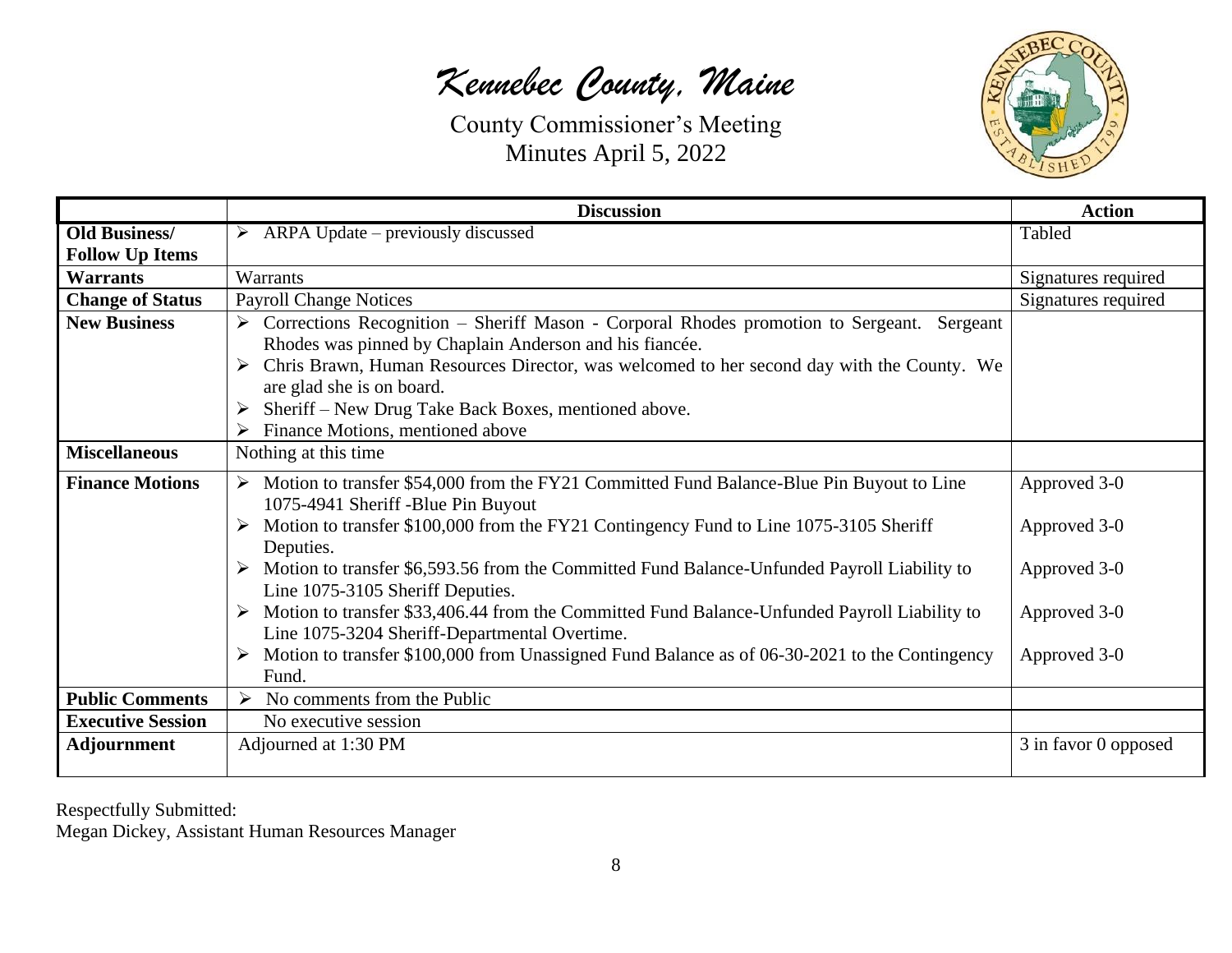*Kennebec County, Maine*

County Commissioner's Meeting
Minutes April 5, 2022

| | Discussion | Action |
|---|---|---|
| **Old Business/ Follow Up Items** | ➢ ARPA Update – previously discussed | Tabled |
| **Warrants** | Warrants | Signatures required |
| **Change of Status** | Payroll Change Notices | Signatures required |
| **New Business** | ➢ Corrections Recognition – Sheriff Mason - Corporal Rhodes promotion to Sergeant. Sergeant Rhodes was pinned by Chaplain Anderson and his fiancée.<br>➢ Chris Brawn, Human Resources Director, was welcomed to her second day with the County. We are glad she is on board.<br>➢ Sheriff – New Drug Take Back Boxes, mentioned above.<br>➢ Finance Motions, mentioned above | |
| **Miscellaneous** | Nothing at this time | |
| **Finance Motions** | ➢ Motion to transfer $54,000 from the FY21 Committed Fund Balance-Blue Pin Buyout to Line 1075-4941 Sheriff -Blue Pin Buyout<br>➢ Motion to transfer $100,000 from the FY21 Contingency Fund to Line 1075-3105 Sheriff Deputies.<br>➢ Motion to transfer $6,593.56 from the Committed Fund Balance-Unfunded Payroll Liability to Line 1075-3105 Sheriff Deputies.<br>➢ Motion to transfer $33,406.44 from the Committed Fund Balance-Unfunded Payroll Liability to Line 1075-3204 Sheriff-Departmental Overtime.<br>➢ Motion to transfer $100,000 from Unassigned Fund Balance as of 06-30-2021 to the Contingency Fund. | Approved 3-0<br>Approved 3-0<br>Approved 3-0<br>Approved 3-0<br>Approved 3-0 |
| **Public Comments** | ➢ No comments from the Public | |
| **Executive Session** | No executive session | |
| **Adjournment** | Adjourned at 1:30 PM | 3 in favor 0 opposed |

Respectfully Submitted:
Megan Dickey, Assistant Human Resources Manager